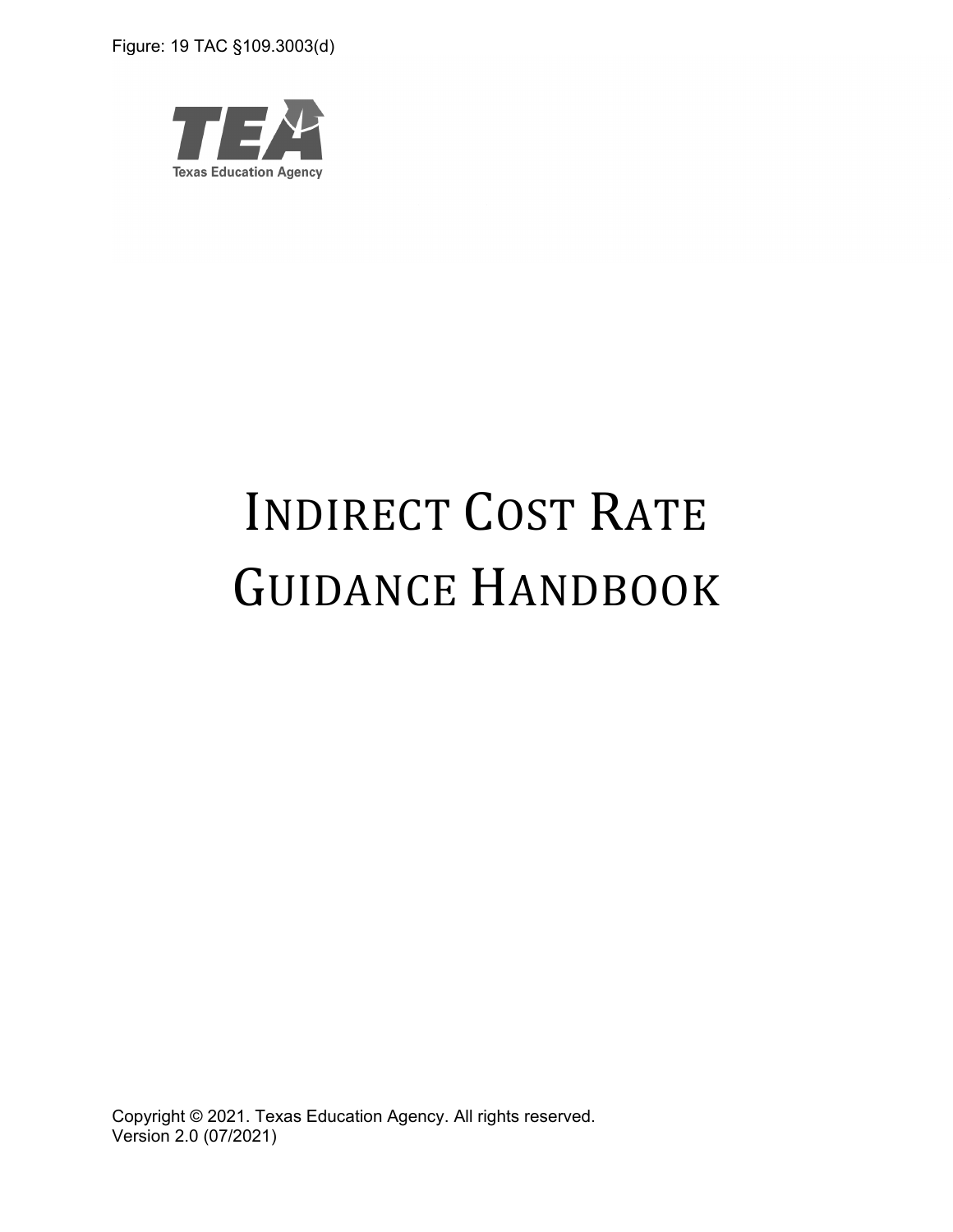Figure: 19 TAC §109.3003(d)

Texas Education Agency

# INDIRECT COST RATE GUIDANCE HANDBOOK

Copyright © 2021. Texas Education Agency. All rights reserved.
Version 2.0 (07/2021)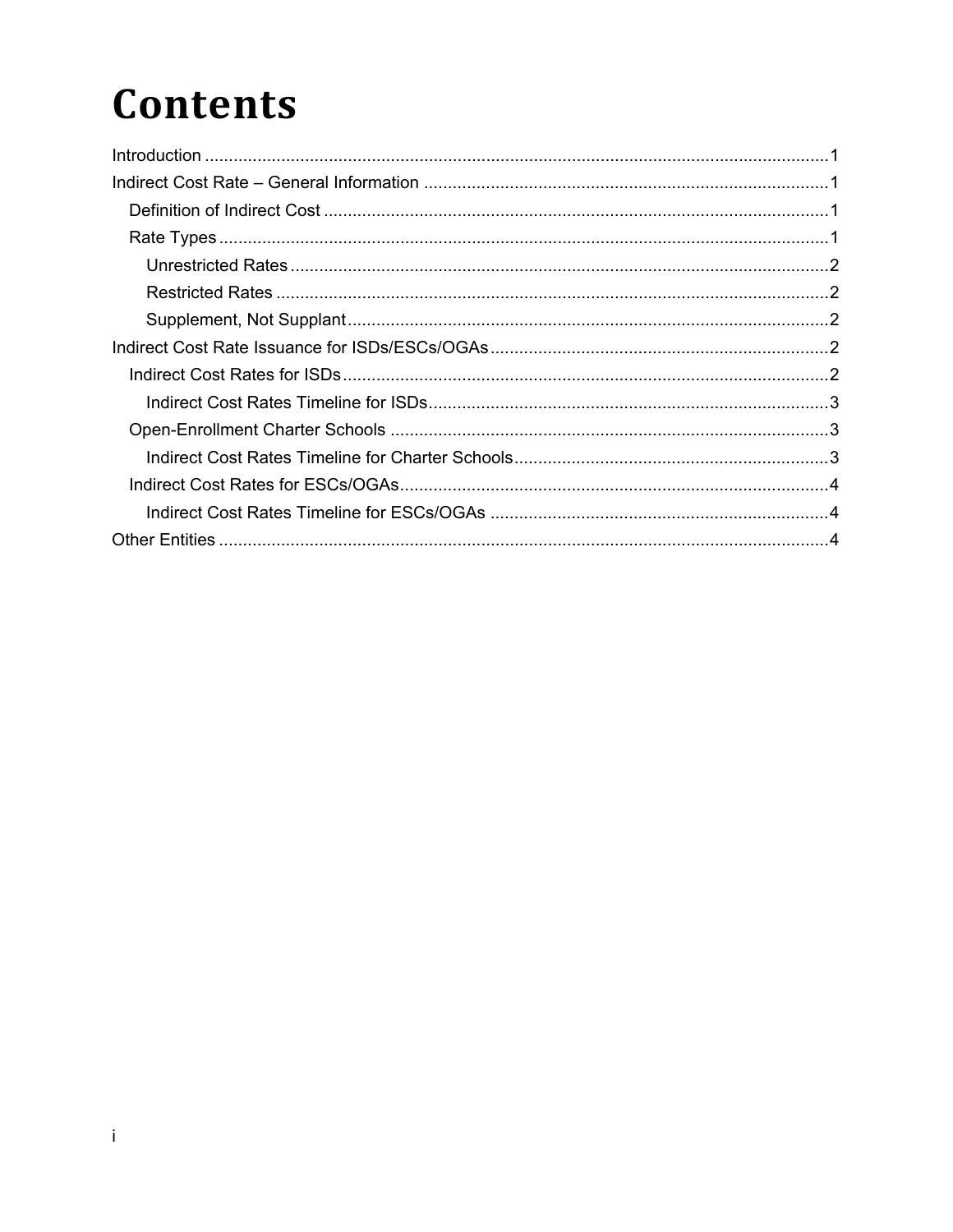# Contents

- Introduction ........................................ 1
- Indirect Cost Rate – General Information ........................................ 1
  - Definition of Indirect Cost ........................................ 1
  - Rate Types ........................................ 1
    - Unrestricted Rates ........................................ 2
    - Restricted Rates ........................................ 2
    - Supplement, Not Supplant ........................................ 2
- Indirect Cost Rate Issuance for ISDs/ESCs/OGAs ........................................ 2
  - Indirect Cost Rates for ISDs ........................................ 2
    - Indirect Cost Rates Timeline for ISDs ........................................ 3
  - Open-Enrollment Charter Schools ........................................ 3
    - Indirect Cost Rates Timeline for Charter Schools ........................................ 3
  - Indirect Cost Rates for ESCs/OGAs ........................................ 4
    - Indirect Cost Rates Timeline for ESCs/OGAs ........................................ 4
- Other Entities ........................................ 4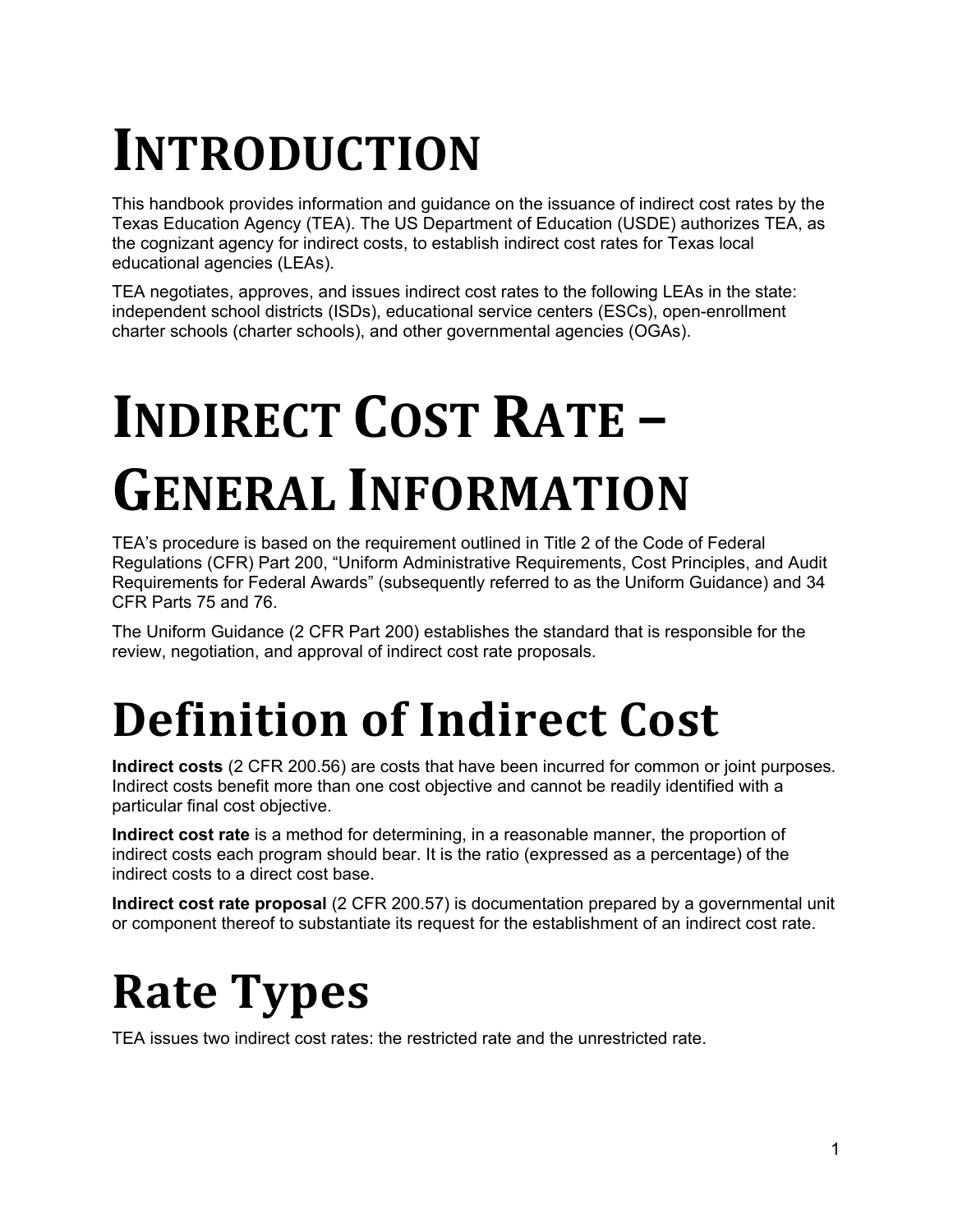# INTRODUCTION

This handbook provides information and guidance on the issuance of indirect cost rates by the Texas Education Agency (TEA). The US Department of Education (USDE) authorizes TEA, as the cognizant agency for indirect costs, to establish indirect cost rates for Texas local educational agencies (LEAs).

TEA negotiates, approves, and issues indirect cost rates to the following LEAs in the state: independent school districts (ISDs), educational service centers (ESCs), open-enrollment charter schools (charter schools), and other governmental agencies (OGAs).

# INDIRECT COST RATE – GENERAL INFORMATION

TEA's procedure is based on the requirement outlined in Title 2 of the Code of Federal Regulations (CFR) Part 200, "Uniform Administrative Requirements, Cost Principles, and Audit Requirements for Federal Awards" (subsequently referred to as the Uniform Guidance) and 34 CFR Parts 75 and 76.

The Uniform Guidance (2 CFR Part 200) establishes the standard that is responsible for the review, negotiation, and approval of indirect cost rate proposals.

## Definition of Indirect Cost

**Indirect costs** (2 CFR 200.56) are costs that have been incurred for common or joint purposes. Indirect costs benefit more than one cost objective and cannot be readily identified with a particular final cost objective.

**Indirect cost rate** is a method for determining, in a reasonable manner, the proportion of indirect costs each program should bear. It is the ratio (expressed as a percentage) of the indirect costs to a direct cost base.

**Indirect cost rate proposal** (2 CFR 200.57) is documentation prepared by a governmental unit or component thereof to substantiate its request for the establishment of an indirect cost rate.

## Rate Types

TEA issues two indirect cost rates: the restricted rate and the unrestricted rate.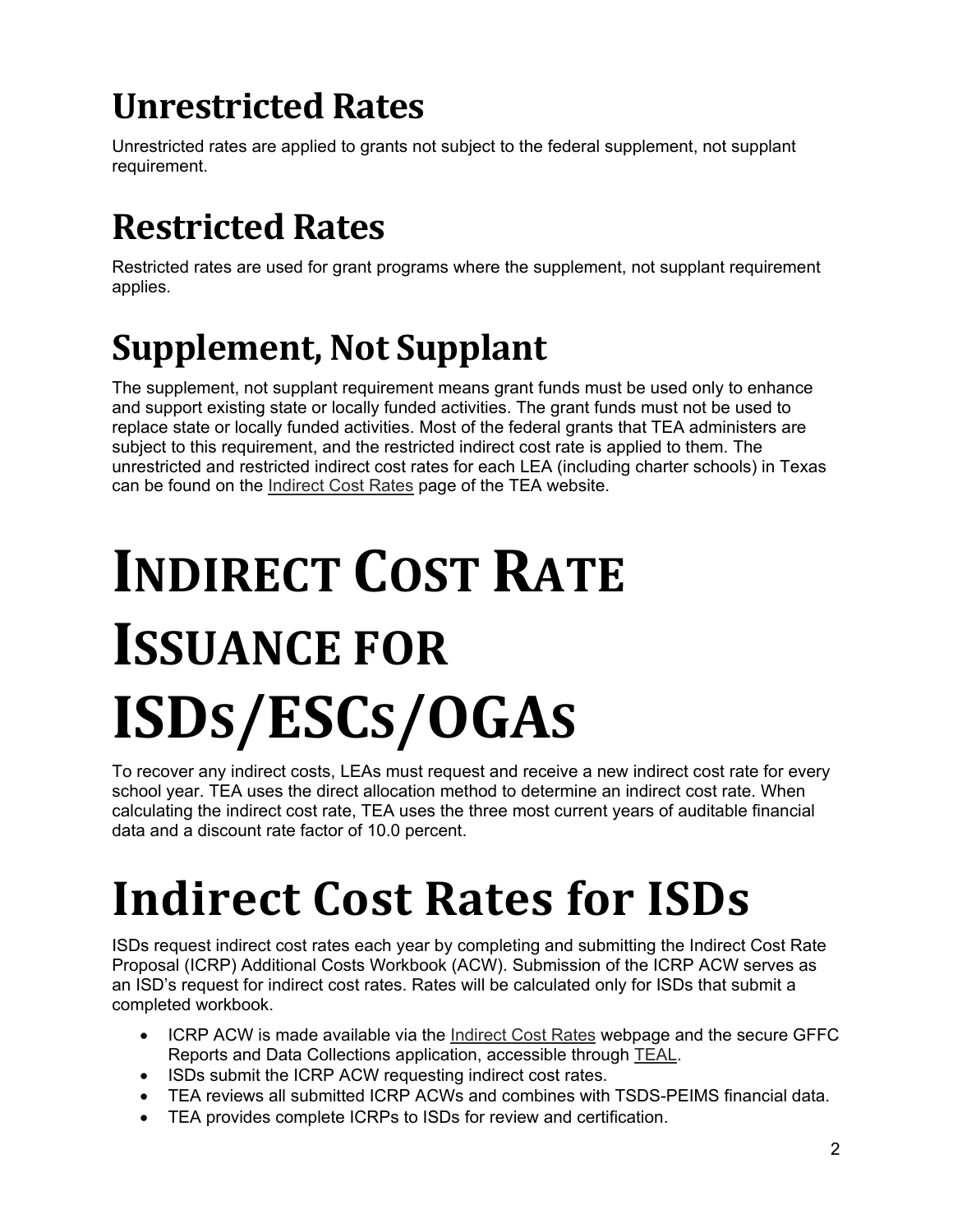## Unrestricted Rates

Unrestricted rates are applied to grants not subject to the federal supplement, not supplant requirement.

## Restricted Rates

Restricted rates are used for grant programs where the supplement, not supplant requirement applies.

## Supplement, Not Supplant

The supplement, not supplant requirement means grant funds must be used only to enhance and support existing state or locally funded activities. The grant funds must not be used to replace state or locally funded activities. Most of the federal grants that TEA administers are subject to this requirement, and the restricted indirect cost rate is applied to them. The unrestricted and restricted indirect cost rates for each LEA (including charter schools) in Texas can be found on the Indirect Cost Rates page of the TEA website.

# INDIRECT COST RATE ISSUANCE FOR ISDS/ESCS/OGAS

To recover any indirect costs, LEAs must request and receive a new indirect cost rate for every school year. TEA uses the direct allocation method to determine an indirect cost rate. When calculating the indirect cost rate, TEA uses the three most current years of auditable financial data and a discount rate factor of 10.0 percent.

# Indirect Cost Rates for ISDs

ISDs request indirect cost rates each year by completing and submitting the Indirect Cost Rate Proposal (ICRP) Additional Costs Workbook (ACW). Submission of the ICRP ACW serves as an ISD's request for indirect cost rates. Rates will be calculated only for ISDs that submit a completed workbook.

- ICRP ACW is made available via the Indirect Cost Rates webpage and the secure GFFC Reports and Data Collections application, accessible through TEAL.
- ISDs submit the ICRP ACW requesting indirect cost rates.
- TEA reviews all submitted ICRP ACWs and combines with TSDS-PEIMS financial data.
- TEA provides complete ICRPs to ISDs for review and certification.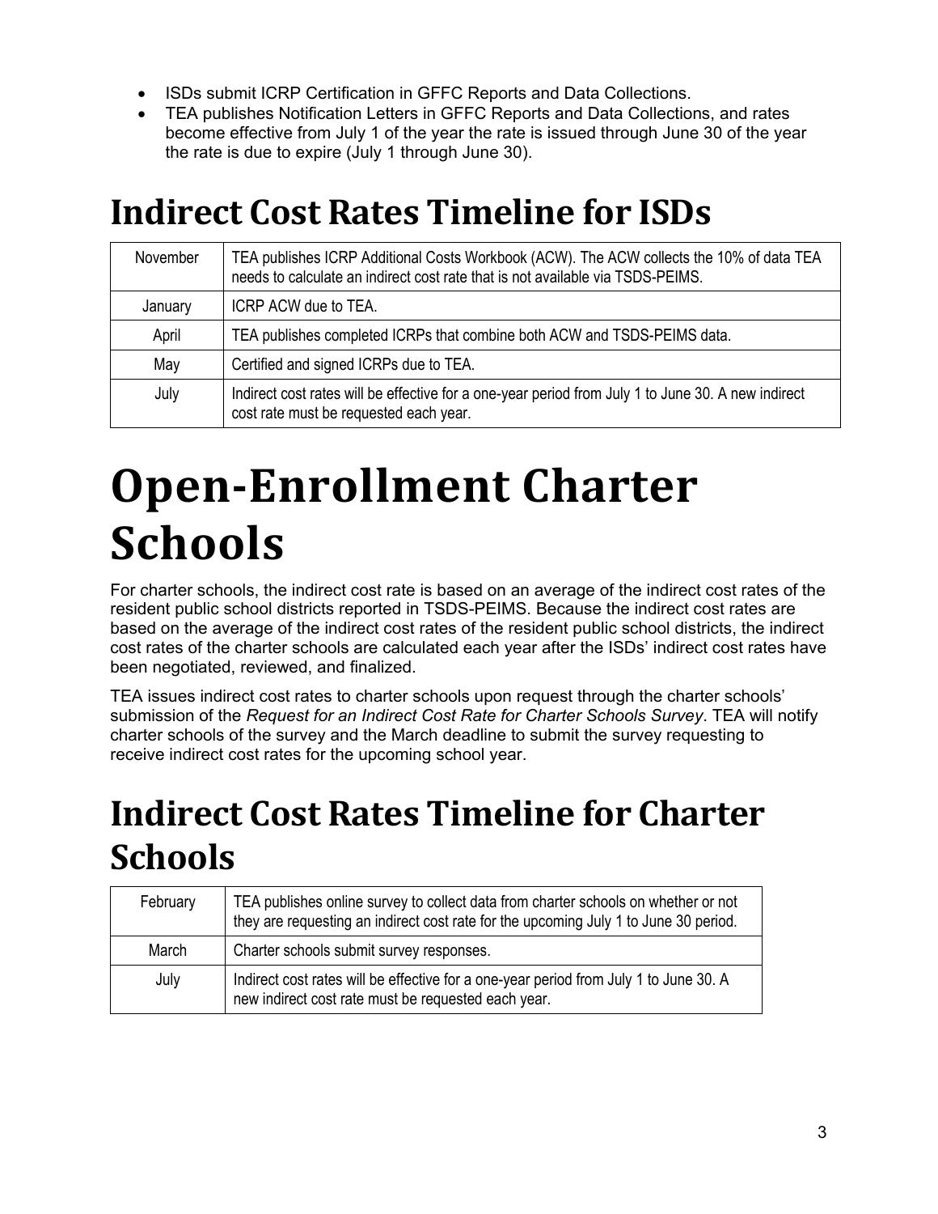- ISDs submit ICRP Certification in GFFC Reports and Data Collections.
- TEA publishes Notification Letters in GFFC Reports and Data Collections, and rates become effective from July 1 of the year the rate is issued through June 30 of the year the rate is due to expire (July 1 through June 30).

## Indirect Cost Rates Timeline for ISDs

| | |
|---|---|
| November | TEA publishes ICRP Additional Costs Workbook (ACW). The ACW collects the 10% of data TEA needs to calculate an indirect cost rate that is not available via TSDS-PEIMS. |
| January | ICRP ACW due to TEA. |
| April | TEA publishes completed ICRPs that combine both ACW and TSDS-PEIMS data. |
| May | Certified and signed ICRPs due to TEA. |
| July | Indirect cost rates will be effective for a one-year period from July 1 to June 30. A new indirect cost rate must be requested each year. |

# Open-Enrollment Charter Schools

For charter schools, the indirect cost rate is based on an average of the indirect cost rates of the resident public school districts reported in TSDS-PEIMS. Because the indirect cost rates are based on the average of the indirect cost rates of the resident public school districts, the indirect cost rates of the charter schools are calculated each year after the ISDs' indirect cost rates have been negotiated, reviewed, and finalized.

TEA issues indirect cost rates to charter schools upon request through the charter schools' submission of the *Request for an Indirect Cost Rate for Charter Schools Survey*. TEA will notify charter schools of the survey and the March deadline to submit the survey requesting to receive indirect cost rates for the upcoming school year.

## Indirect Cost Rates Timeline for Charter Schools

| | |
|---|---|
| February | TEA publishes online survey to collect data from charter schools on whether or not they are requesting an indirect cost rate for the upcoming July 1 to June 30 period. |
| March | Charter schools submit survey responses. |
| July | Indirect cost rates will be effective for a one-year period from July 1 to June 30. A new indirect cost rate must be requested each year. |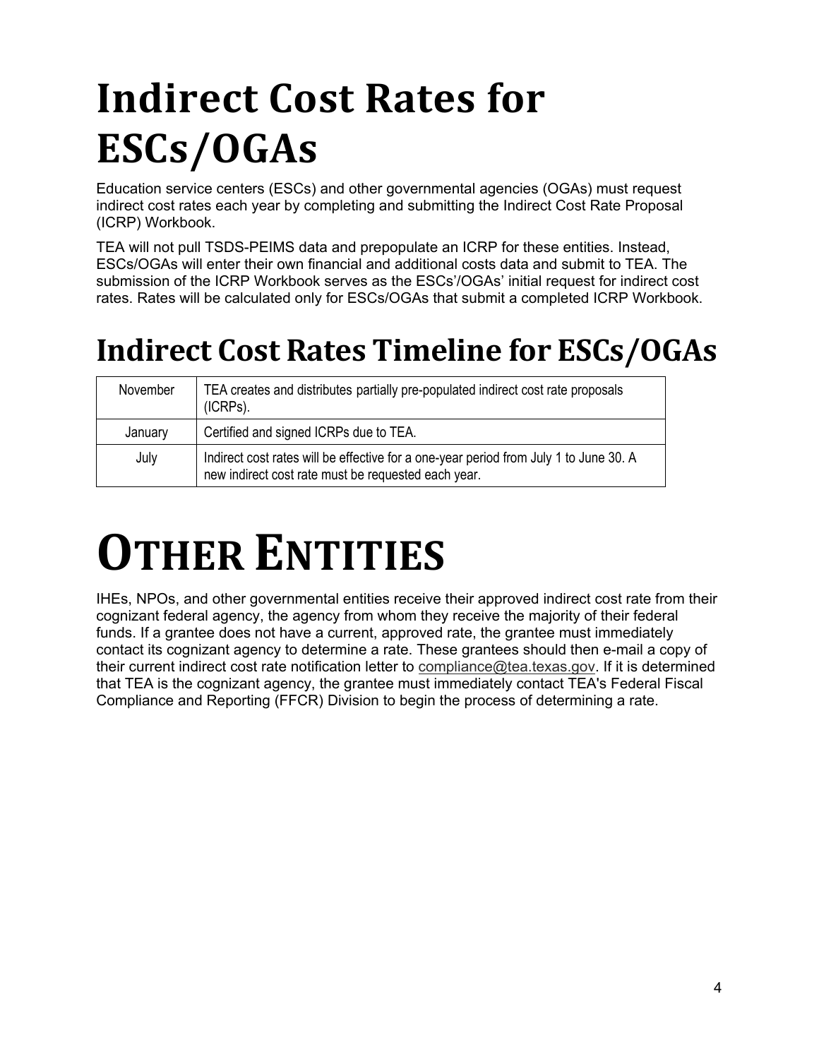# Indirect Cost Rates for ESCs/OGAs

Education service centers (ESCs) and other governmental agencies (OGAs) must request indirect cost rates each year by completing and submitting the Indirect Cost Rate Proposal (ICRP) Workbook.

TEA will not pull TSDS-PEIMS data and prepopulate an ICRP for these entities. Instead, ESCs/OGAs will enter their own financial and additional costs data and submit to TEA. The submission of the ICRP Workbook serves as the ESCs'/OGAs' initial request for indirect cost rates. Rates will be calculated only for ESCs/OGAs that submit a completed ICRP Workbook.

## Indirect Cost Rates Timeline for ESCs/OGAs

| | |
|---|---|
| November | TEA creates and distributes partially pre-populated indirect cost rate proposals (ICRPs). |
| January | Certified and signed ICRPs due to TEA. |
| July | Indirect cost rates will be effective for a one-year period from July 1 to June 30. A new indirect cost rate must be requested each year. |

# OTHER ENTITIES

IHEs, NPOs, and other governmental entities receive their approved indirect cost rate from their cognizant federal agency, the agency from whom they receive the majority of their federal funds. If a grantee does not have a current, approved rate, the grantee must immediately contact its cognizant agency to determine a rate. These grantees should then e-mail a copy of their current indirect cost rate notification letter to compliance@tea.texas.gov. If it is determined that TEA is the cognizant agency, the grantee must immediately contact TEA's Federal Fiscal Compliance and Reporting (FFCR) Division to begin the process of determining a rate.